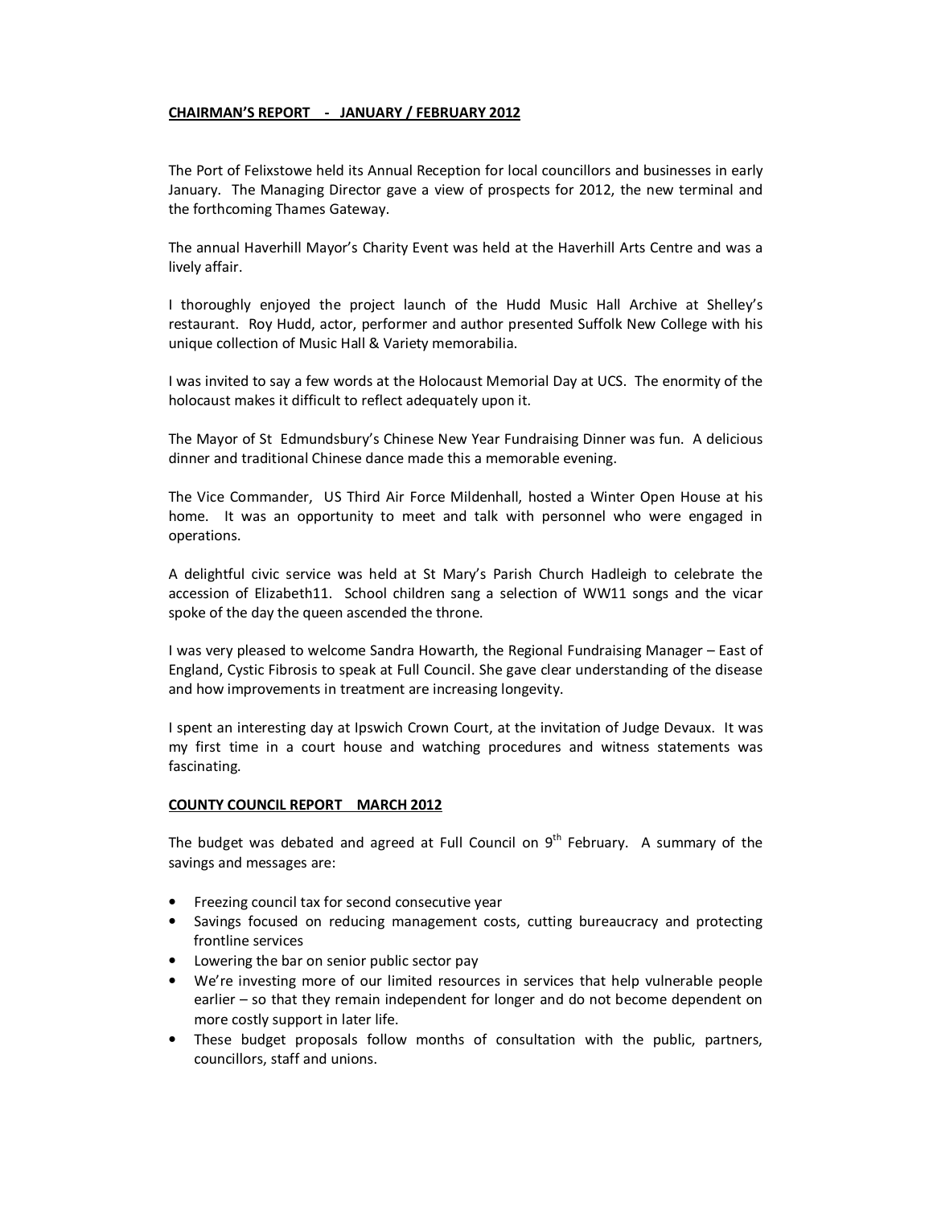**CHAIRMAN'S REPORT - JANUARY / FEBRUARY 2012**

The Port of Felixstowe held its Annual Reception for local councillors and businesses in early January. The Managing Director gave a view of prospects for 2012, the new terminal and the forthcoming Thames Gateway.

The annual Haverhill Mayor's Charity Event was held at the Haverhill Arts Centre and was a lively affair.

I thoroughly enjoyed the project launch of the Hudd Music Hall Archive at Shelley's restaurant. Roy Hudd, actor, performer and author presented Suffolk New College with his unique collection of Music Hall & Variety memorabilia.

I was invited to say a few words at the Holocaust Memorial Day at UCS. The enormity of the holocaust makes it difficult to reflect adequately upon it.

The Mayor of St Edmundsbury's Chinese New Year Fundraising Dinner was fun. A delicious dinner and traditional Chinese dance made this a memorable evening.

The Vice Commander, US Third Air Force Mildenhall, hosted a Winter Open House at his home. It was an opportunity to meet and talk with personnel who were engaged in operations.

A delightful civic service was held at St Mary's Parish Church Hadleigh to celebrate the accession of Elizabeth11. School children sang a selection of WW11 songs and the vicar spoke of the day the queen ascended the throne.

I was very pleased to welcome Sandra Howarth, the Regional Fundraising Manager – East of England, Cystic Fibrosis to speak at Full Council. She gave clear understanding of the disease and how improvements in treatment are increasing longevity.

I spent an interesting day at Ipswich Crown Court, at the invitation of Judge Devaux. It was my first time in a court house and watching procedures and witness statements was fascinating.

**COUNTY COUNCIL REPORT MARCH 2012**

The budget was debated and agreed at Full Council on 9th February. A summary of the savings and messages are:

- Freezing council tax for second consecutive year
- Savings focused on reducing management costs, cutting bureaucracy and protecting frontline services
- Lowering the bar on senior public sector pay
- We're investing more of our limited resources in services that help vulnerable people earlier – so that they remain independent for longer and do not become dependent on more costly support in later life.
- These budget proposals follow months of consultation with the public, partners, councillors, staff and unions.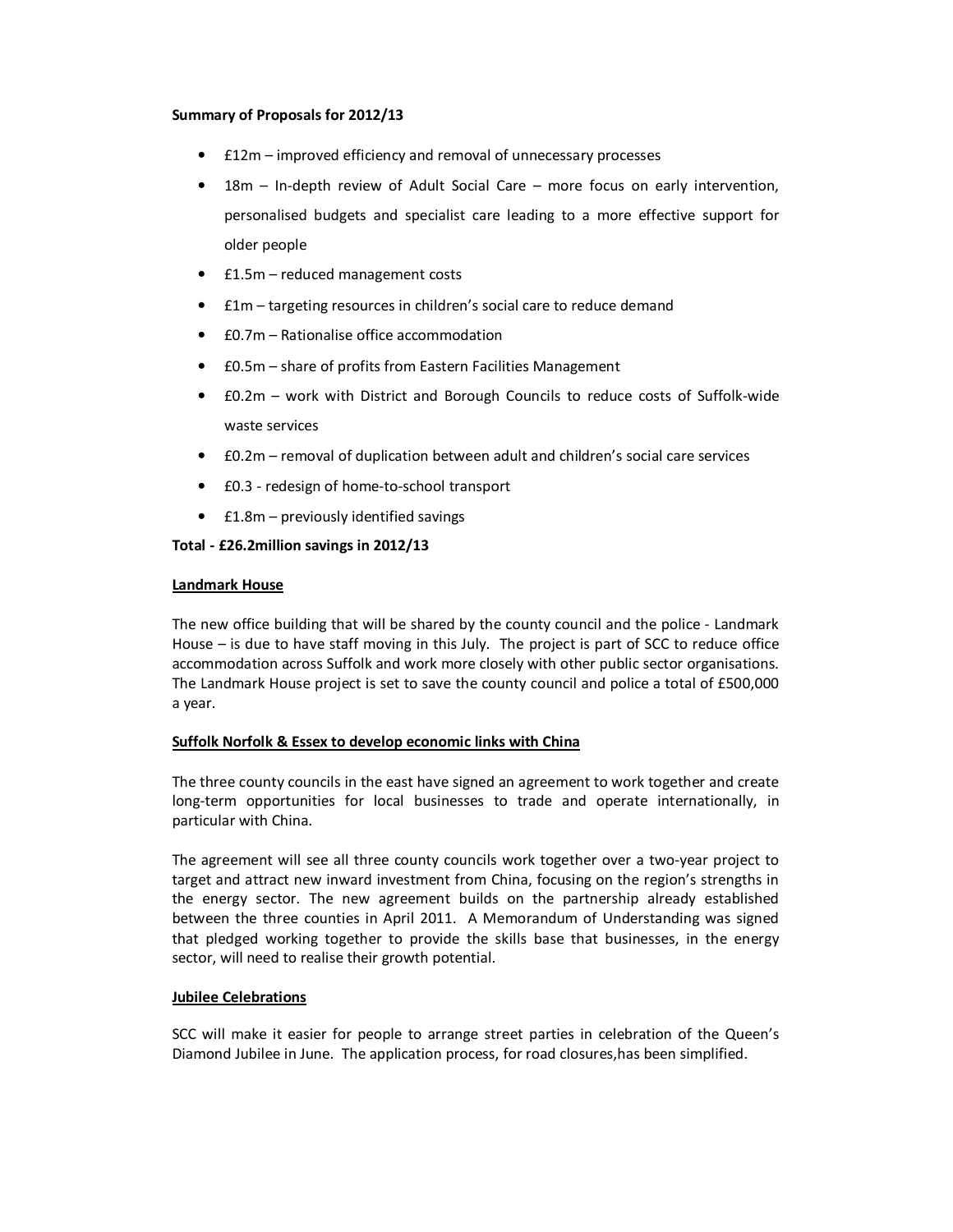**Summary of Proposals for 2012/13**

- £12m – improved efficiency and removal of unnecessary processes
- 18m – In-depth review of Adult Social Care – more focus on early intervention, personalised budgets and specialist care leading to a more effective support for older people
- £1.5m – reduced management costs
- £1m – targeting resources in children's social care to reduce demand
- £0.7m – Rationalise office accommodation
- £0.5m – share of profits from Eastern Facilities Management
- £0.2m – work with District and Borough Councils to reduce costs of Suffolk-wide waste services
- £0.2m – removal of duplication between adult and children's social care services
- £0.3 - redesign of home-to-school transport
- £1.8m – previously identified savings

**Total - £26.2million savings in 2012/13**

**Landmark House**

The new office building that will be shared by the county council and the police - Landmark House – is due to have staff moving in this July. The project is part of SCC to reduce office accommodation across Suffolk and work more closely with other public sector organisations. The Landmark House project is set to save the county council and police a total of £500,000 a year.

**Suffolk Norfolk & Essex to develop economic links with China**

The three county councils in the east have signed an agreement to work together and create long-term opportunities for local businesses to trade and operate internationally, in particular with China.

The agreement will see all three county councils work together over a two-year project to target and attract new inward investment from China, focusing on the region's strengths in the energy sector. The new agreement builds on the partnership already established between the three counties in April 2011. A Memorandum of Understanding was signed that pledged working together to provide the skills base that businesses, in the energy sector, will need to realise their growth potential.

**Jubilee Celebrations**

SCC will make it easier for people to arrange street parties in celebration of the Queen's Diamond Jubilee in June. The application process, for road closures,has been simplified.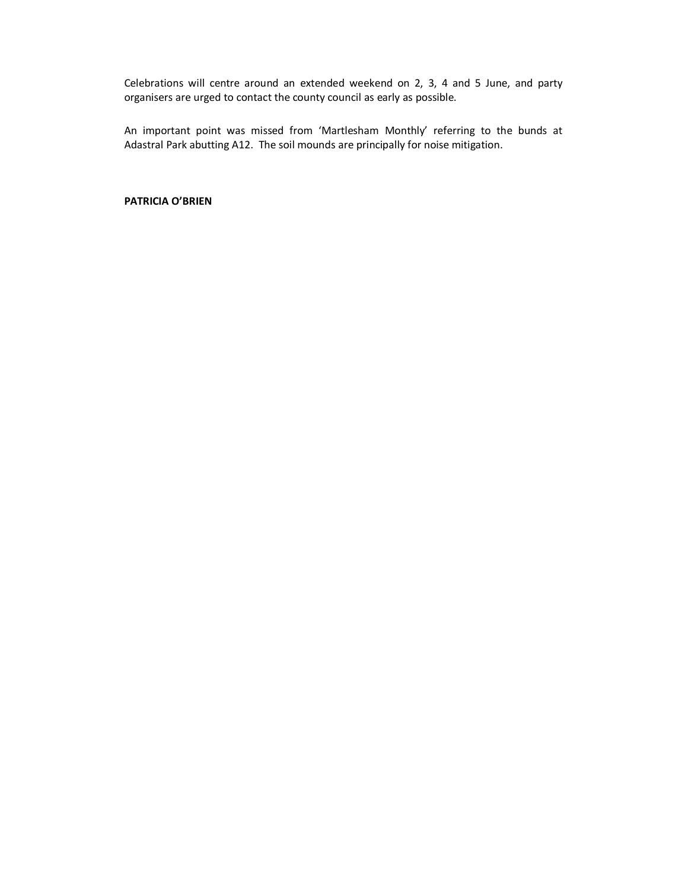Celebrations will centre around an extended weekend on 2, 3, 4 and 5 June, and party organisers are urged to contact the county council as early as possible.

An important point was missed from 'Martlesham Monthly' referring to the bunds at Adastral Park abutting A12. The soil mounds are principally for noise mitigation.

**PATRICIA O'BRIEN**